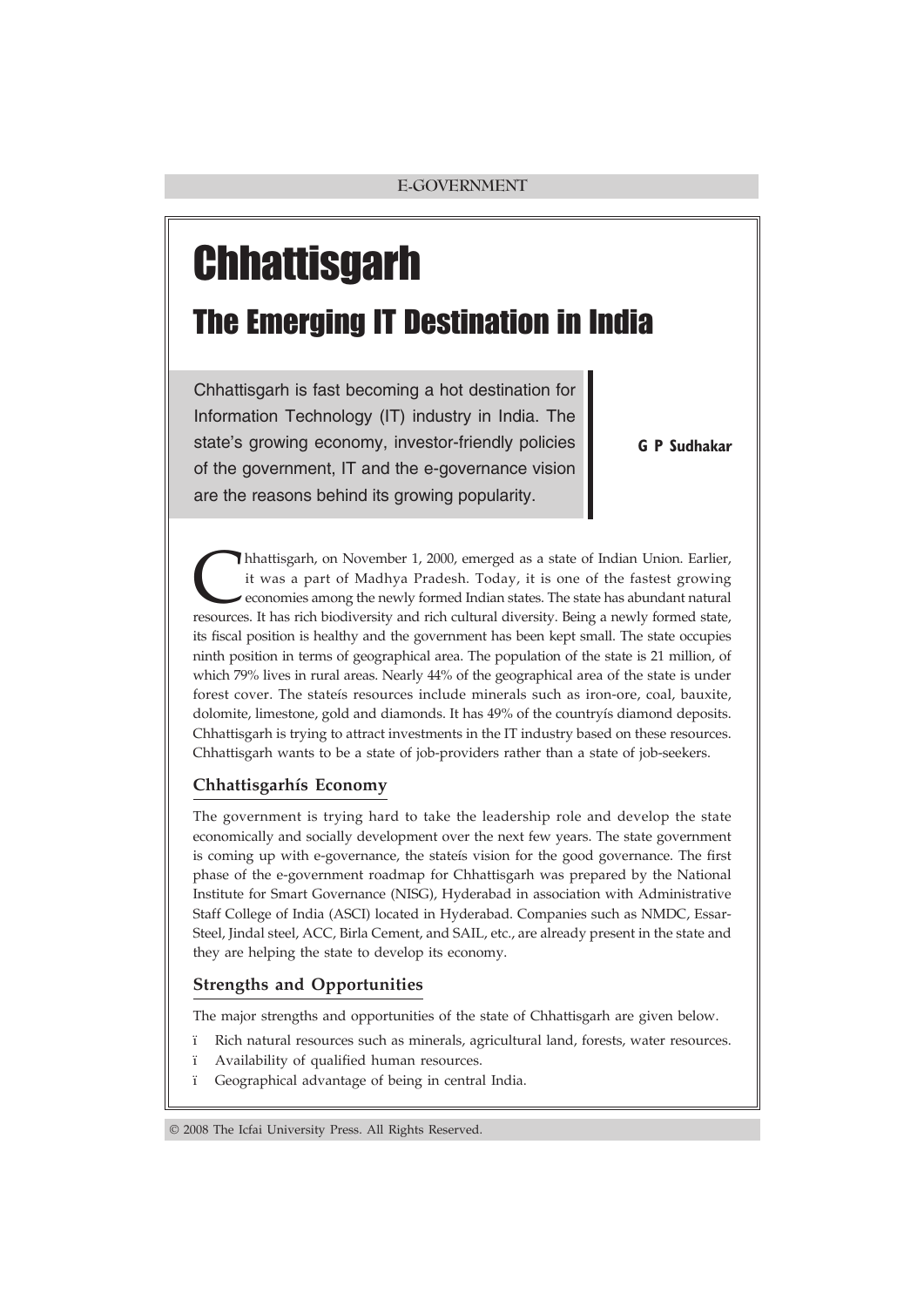# Chhattisgarh

## The Emerging IT Destination in India

Chhattisgarh is fast becoming a hot destination for Information Technology (IT) industry in India. The state's growing economy, investor-friendly policies of the government, IT and the e-governance vision are the reasons behind its growing popularity.

**G P Sudhakar**

Chhattisgarh, on November 1, 2000, emerged as a state of Indian Union. Earlier, it was a part of Madhya Pradesh. Today, it is one of the fastest growing economies among the newly formed Indian states. The state has abundant natural resources. It has rich biodiversity and rich cultural diversity. Being a newly formed state, its fiscal position is healthy and the government has been kept small. The state occupies ninth position in terms of geographical area. The population of the state is 21 million, of which 79% lives in rural areas. Nearly 44% of the geographical area of the state is under forest cover. The stateís resources include minerals such as iron-ore, coal, bauxite, dolomite, limestone, gold and diamonds. It has 49% of the countryís diamond deposits. Chhattisgarh is trying to attract investments in the IT industry based on these resources. Chhattisgarh wants to be a state of job-providers rather than a state of job-seekers.

### Chhattisgarhís Economy

The government is trying hard to take the leadership role and develop the state economically and socially development over the next few years. The state government is coming up with e-governance, the stateís vision for the good governance. The first phase of the e-government roadmap for Chhattisgarh was prepared by the National Institute for Smart Governance (NISG), Hyderabad in association with Administrative Staff College of India (ASCI) located in Hyderabad. Companies such as NMDC, Essar-Steel, Jindal steel, ACC, Birla Cement, and SAIL, etc., are already present in the state and they are helping the state to develop its economy.

### Strengths and Opportunities

The major strengths and opportunities of the state of Chhattisgarh are given below.

- Rich natural resources such as minerals, agricultural land, forests, water resources.
- Availability of qualified human resources.
- Geographical advantage of being in central India.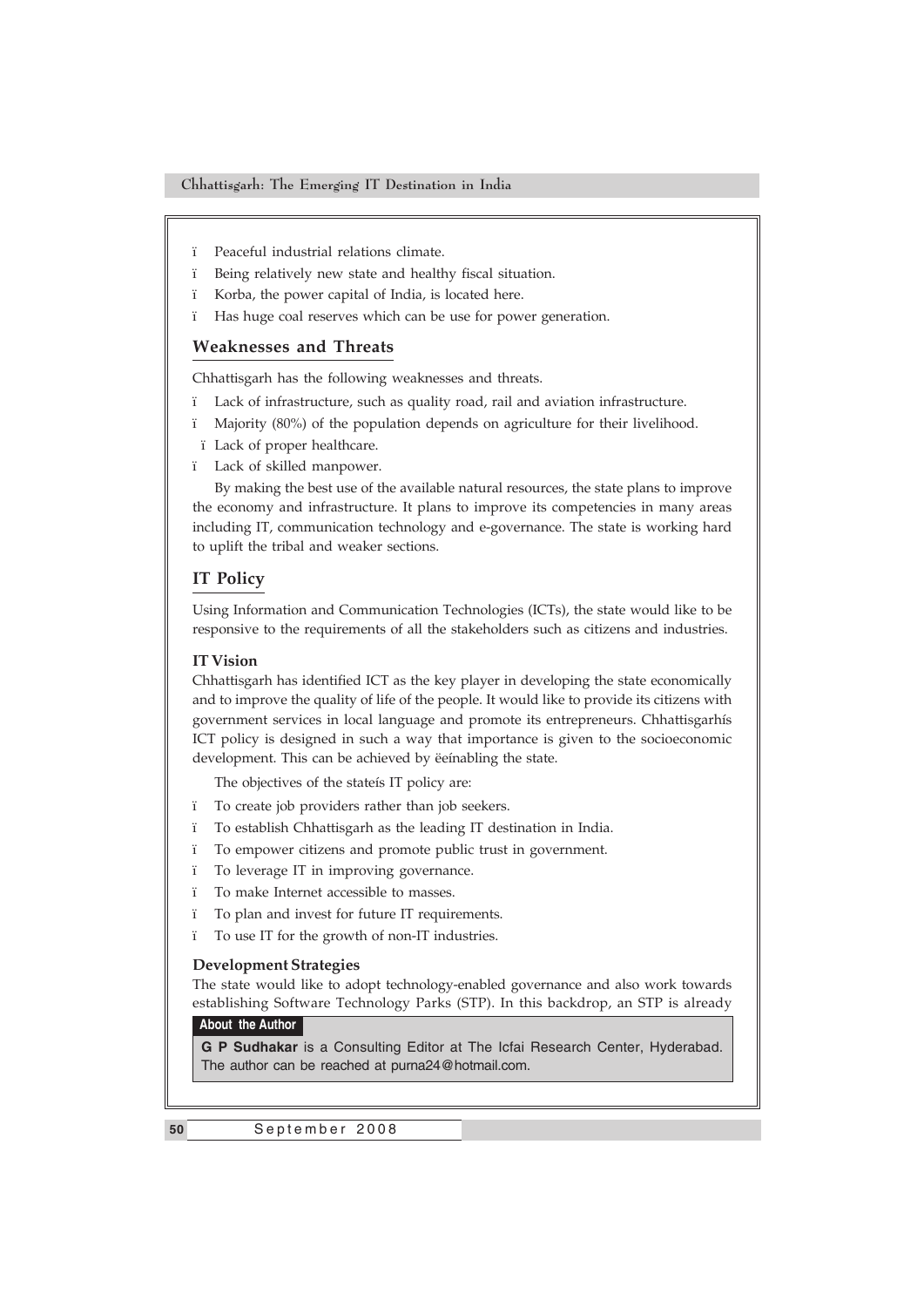- Peaceful industrial relations climate.
- Being relatively new state and healthy fiscal situation.
- Korba, the power capital of India, is located here.
- Has huge coal reserves which can be use for power generation.

## Weaknesses and Threats

Chhattisgarh has the following weaknesses and threats.

- Lack of infrastructure, such as quality road, rail and aviation infrastructure.
- Majority (80%) of the population depends on agriculture for their livelihood.
- Lack of proper healthcare.
- Lack of skilled manpower.

By making the best use of the available natural resources, the state plans to improve the economy and infrastructure. It plans to improve its competencies in many areas including IT, communication technology and e-governance. The state is working hard to uplift the tribal and weaker sections.

## IT Policy

Using Information and Communication Technologies (ICTs), the state would like to be responsive to the requirements of all the stakeholders such as citizens and industries.

### IT Vision

Chhattisgarh has identified ICT as the key player in developing the state economically and to improve the quality of life of the people. It would like to provide its citizens with government services in local language and promote its entrepreneurs. Chhattisgarhís ICT policy is designed in such a way that importance is given to the socioeconomic development. This can be achieved by ëeínabling the state.

The objectives of the stateís IT policy are:

- To create job providers rather than job seekers.
- To establish Chhattisgarh as the leading IT destination in India.
- To empower citizens and promote public trust in government.
- To leverage IT in improving governance.
- To make Internet accessible to masses.
- To plan and invest for future IT requirements.
- To use IT for the growth of non-IT industries.

### Development Strategies

The state would like to adopt technology-enabled governance and also work towards establishing Software Technology Parks (STP). In this backdrop, an STP is already

**About the Author**

**G P Sudhakar** is a Consulting Editor at The Icfai Research Center, Hyderabad. The author can be reached at purna24@hotmail.com.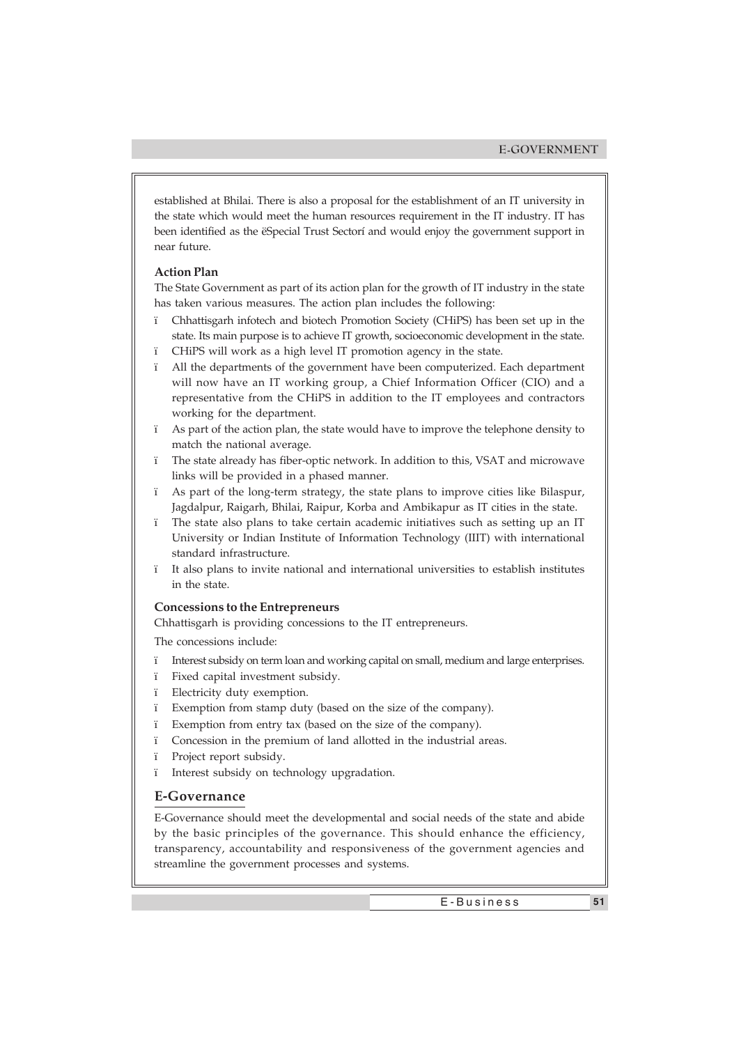established at Bhilai. There is also a proposal for the establishment of an IT university in the state which would meet the human resources requirement in the IT industry. IT has been identified as the ëSpecial Trust Sectorí and would enjoy the government support in near future.

### Action Plan

The State Government as part of its action plan for the growth of IT industry in the state has taken various measures. The action plan includes the following:

- Chhattisgarh infotech and biotech Promotion Society (CHiPS) has been set up in the state. Its main purpose is to achieve IT growth, socioeconomic development in the state.
- CHiPS will work as a high level IT promotion agency in the state.
- All the departments of the government have been computerized. Each department will now have an IT working group, a Chief Information Officer (CIO) and a representative from the CHiPS in addition to the IT employees and contractors working for the department.
- As part of the action plan, the state would have to improve the telephone density to match the national average.
- The state already has fiber-optic network. In addition to this, VSAT and microwave links will be provided in a phased manner.
- As part of the long-term strategy, the state plans to improve cities like Bilaspur, Jagdalpur, Raigarh, Bhilai, Raipur, Korba and Ambikapur as IT cities in the state.
- The state also plans to take certain academic initiatives such as setting up an IT University or Indian Institute of Information Technology (IIIT) with international standard infrastructure.
- It also plans to invite national and international universities to establish institutes in the state.

### Concessions to the Entrepreneurs

Chhattisgarh is providing concessions to the IT entrepreneurs.

The concessions include:

- Interest subsidy on term loan and working capital on small, medium and large enterprises.
- Fixed capital investment subsidy.
- Electricity duty exemption.
- Exemption from stamp duty (based on the size of the company).
- Exemption from entry tax (based on the size of the company).
- Concession in the premium of land allotted in the industrial areas.
- Project report subsidy.
- Interest subsidy on technology upgradation.

## E-Governance

E-Governance should meet the developmental and social needs of the state and abide by the basic principles of the governance. This should enhance the efficiency, transparency, accountability and responsiveness of the government agencies and streamline the government processes and systems.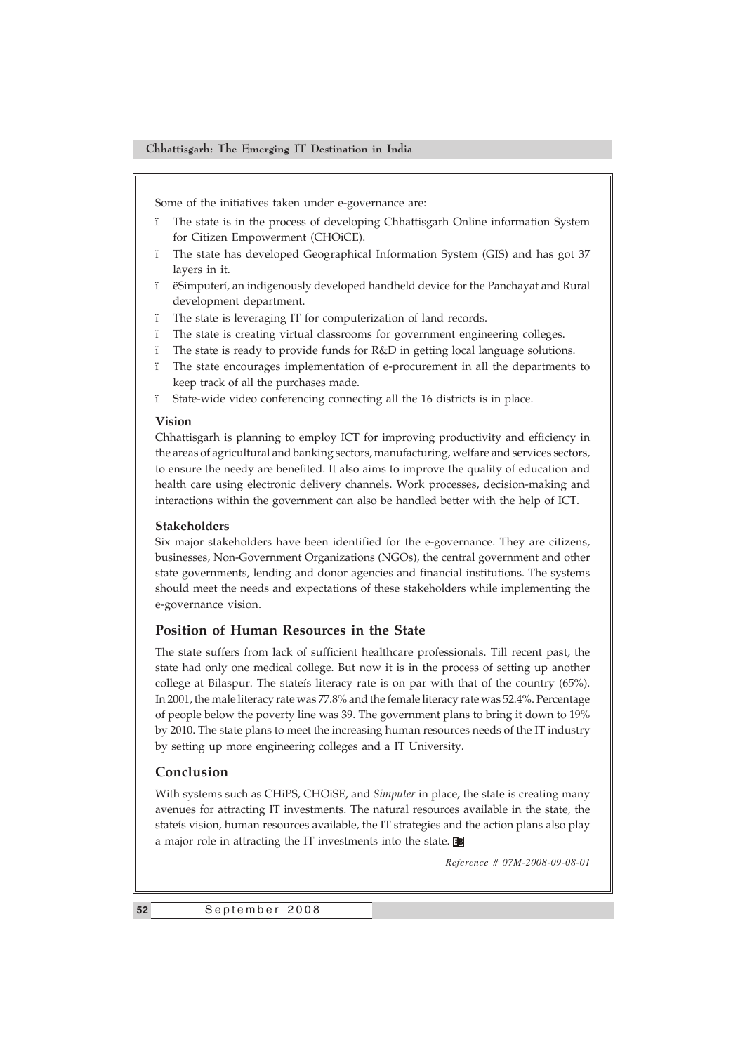Some of the initiatives taken under e-governance are:

- The state is in the process of developing Chhattisgarh Online information System for Citizen Empowerment (CHOiCE).
- The state has developed Geographical Information System (GIS) and has got 37 layers in it.
- ëSimputerí, an indigenously developed handheld device for the Panchayat and Rural development department.
- The state is leveraging IT for computerization of land records.
- The state is creating virtual classrooms for government engineering colleges.
- The state is ready to provide funds for R&D in getting local language solutions.
- The state encourages implementation of e-procurement in all the departments to keep track of all the purchases made.
- State-wide video conferencing connecting all the 16 districts is in place.

**Vision**

Chhattisgarh is planning to employ ICT for improving productivity and efficiency in the areas of agricultural and banking sectors, manufacturing, welfare and services sectors, to ensure the needy are benefited. It also aims to improve the quality of education and health care using electronic delivery channels. Work processes, decision-making and interactions within the government can also be handled better with the help of ICT.

**Stakeholders**

Six major stakeholders have been identified for the e-governance. They are citizens, businesses, Non-Government Organizations (NGOs), the central government and other state governments, lending and donor agencies and financial institutions. The systems should meet the needs and expectations of these stakeholders while implementing the e-governance vision.

## Position of Human Resources in the State

The state suffers from lack of sufficient healthcare professionals. Till recent past, the state had only one medical college. But now it is in the process of setting up another college at Bilaspur. The stateís literacy rate is on par with that of the country (65%). In 2001, the male literacy rate was 77.8% and the female literacy rate was 52.4%. Percentage of people below the poverty line was 39. The government plans to bring it down to 19% by 2010. The state plans to meet the increasing human resources needs of the IT industry by setting up more engineering colleges and a IT University.

## Conclusion

With systems such as CHiPS, CHOiSE, and *Simputer* in place, the state is creating many avenues for attracting IT investments. The natural resources available in the state, the stateís vision, human resources available, the IT strategies and the action plans also play a major role in attracting the IT investments into the state.

*Reference # 07M-2008-09-08-01*